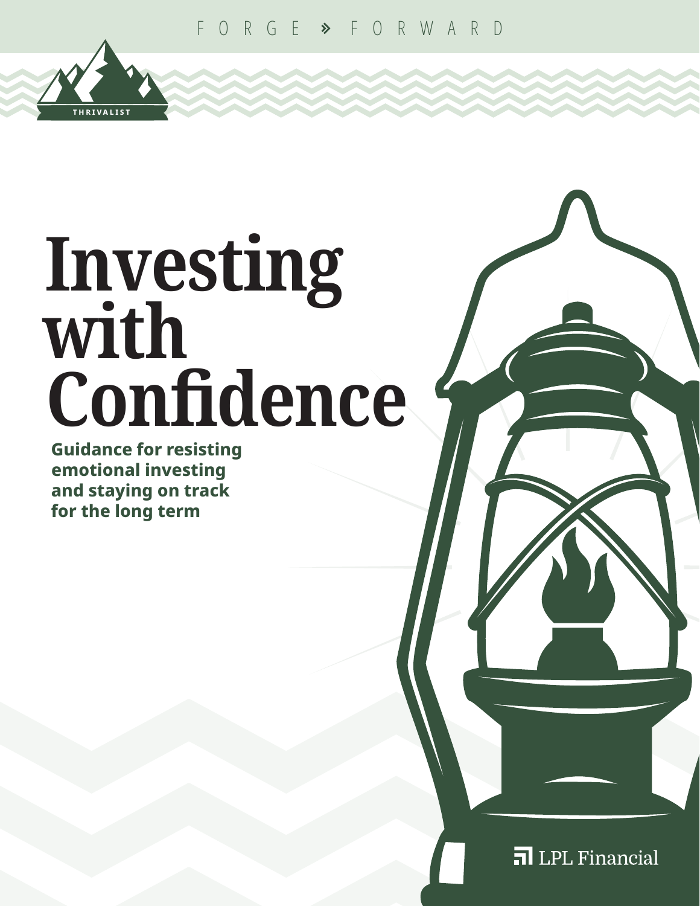FORGE » FORWARD

THRIVALIST

# Investing with Confidence

**Guidance for resisting emotional investing and staying on track for the long term**

LPL Financial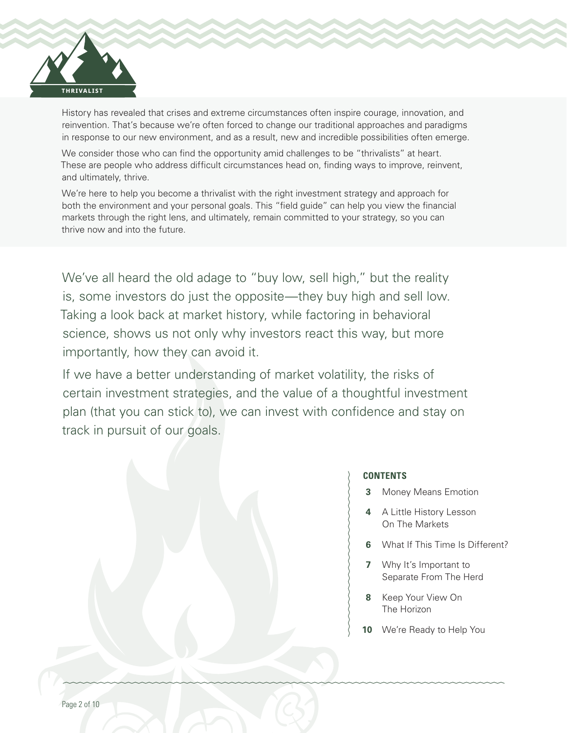THRIVALIST

History has revealed that crises and extreme circumstances often inspire courage, innovation, and reinvention. That's because we're often forced to change our traditional approaches and paradigms in response to our new environment, and as a result, new and incredible possibilities often emerge.

We consider those who can find the opportunity amid challenges to be "thrivalists" at heart. These are people who address difficult circumstances head on, finding ways to improve, reinvent, and ultimately, thrive.

We're here to help you become a thrivalist with the right investment strategy and approach for both the environment and your personal goals. This "field guide" can help you view the financial markets through the right lens, and ultimately, remain committed to your strategy, so you can thrive now and into the future.

We've all heard the old adage to "buy low, sell high," but the reality is, some investors do just the opposite—they buy high and sell low. Taking a look back at market history, while factoring in behavioral science, shows us not only why investors react this way, but more importantly, how they can avoid it.

If we have a better understanding of market volatility, the risks of certain investment strategies, and the value of a thoughtful investment plan (that you can stick to), we can invest with confidence and stay on track in pursuit of our goals.

**CONTENTS**

- **3** Money Means Emotion
- **4** A Little History Lesson On The Markets
- **6** What If This Time Is Different?
- **7** Why It's Important to Separate From The Herd
- **8** Keep Your View On The Horizon
- **10** We're Ready to Help You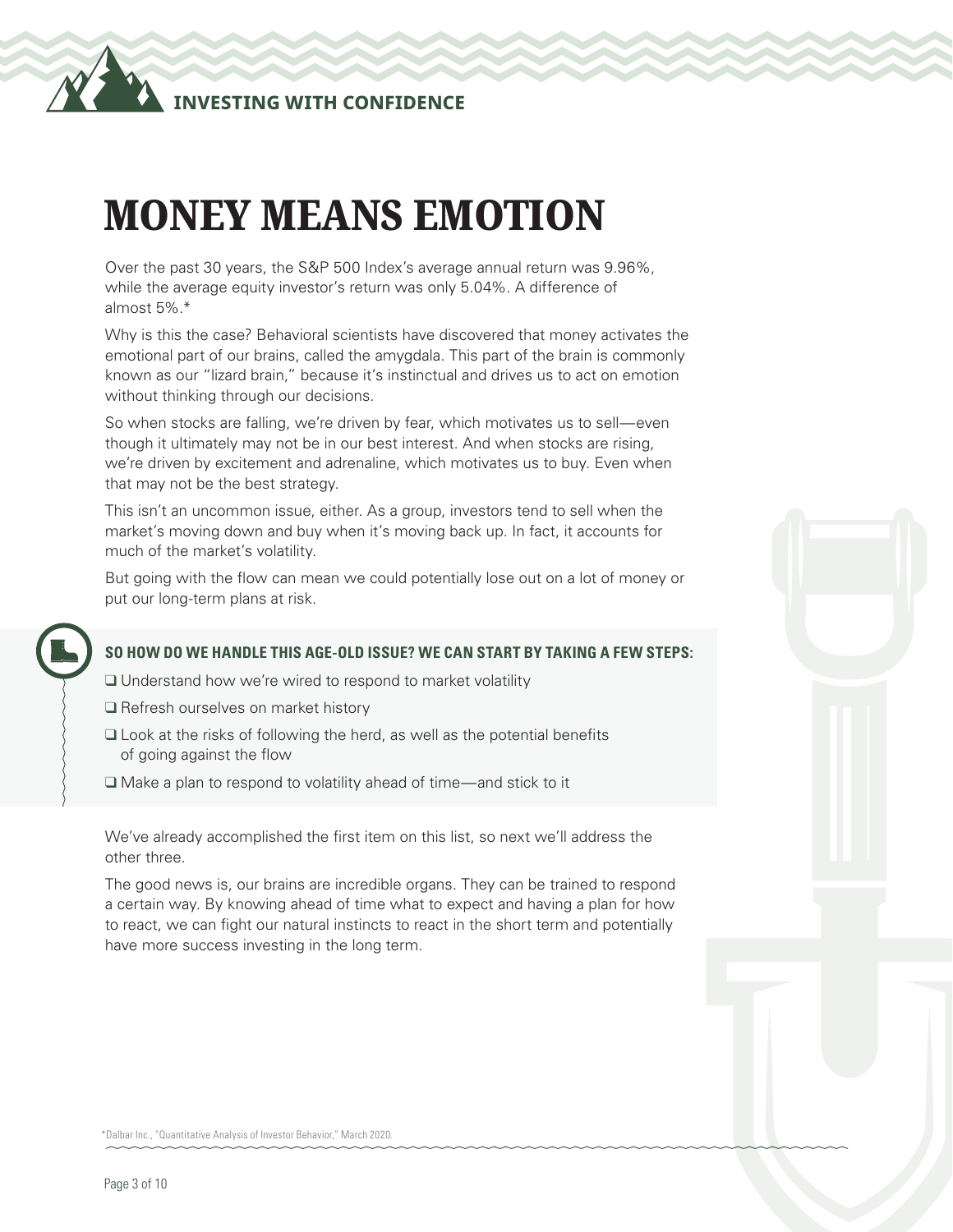# MONEY MEANS EMOTION

Over the past 30 years, the S&P 500 Index's average annual return was 9.96%, while the average equity investor's return was only 5.04%. A difference of almost 5%.*

Why is this the case? Behavioral scientists have discovered that money activates the emotional part of our brains, called the amygdala. This part of the brain is commonly known as our "lizard brain," because it's instinctual and drives us to act on emotion without thinking through our decisions.

So when stocks are falling, we're driven by fear, which motivates us to sell—even though it ultimately may not be in our best interest. And when stocks are rising, we're driven by excitement and adrenaline, which motivates us to buy. Even when that may not be the best strategy.

This isn't an uncommon issue, either. As a group, investors tend to sell when the market's moving down and buy when it's moving back up. In fact, it accounts for much of the market's volatility.

But going with the flow can mean we could potentially lose out on a lot of money or put our long-term plans at risk.

**SO HOW DO WE HANDLE THIS AGE-OLD ISSUE? WE CAN START BY TAKING A FEW STEPS:**

- ❑ Understand how we're wired to respond to market volatility
- ❑ Refresh ourselves on market history
- ❑ Look at the risks of following the herd, as well as the potential benefits of going against the flow
- ❑ Make a plan to respond to volatility ahead of time—and stick to it

We've already accomplished the first item on this list, so next we'll address the other three.

The good news is, our brains are incredible organs. They can be trained to respond a certain way. By knowing ahead of time what to expect and having a plan for how to react, we can fight our natural instincts to react in the short term and potentially have more success investing in the long term.

*Dalbar Inc., "Quantitative Analysis of Investor Behavior," March 2020.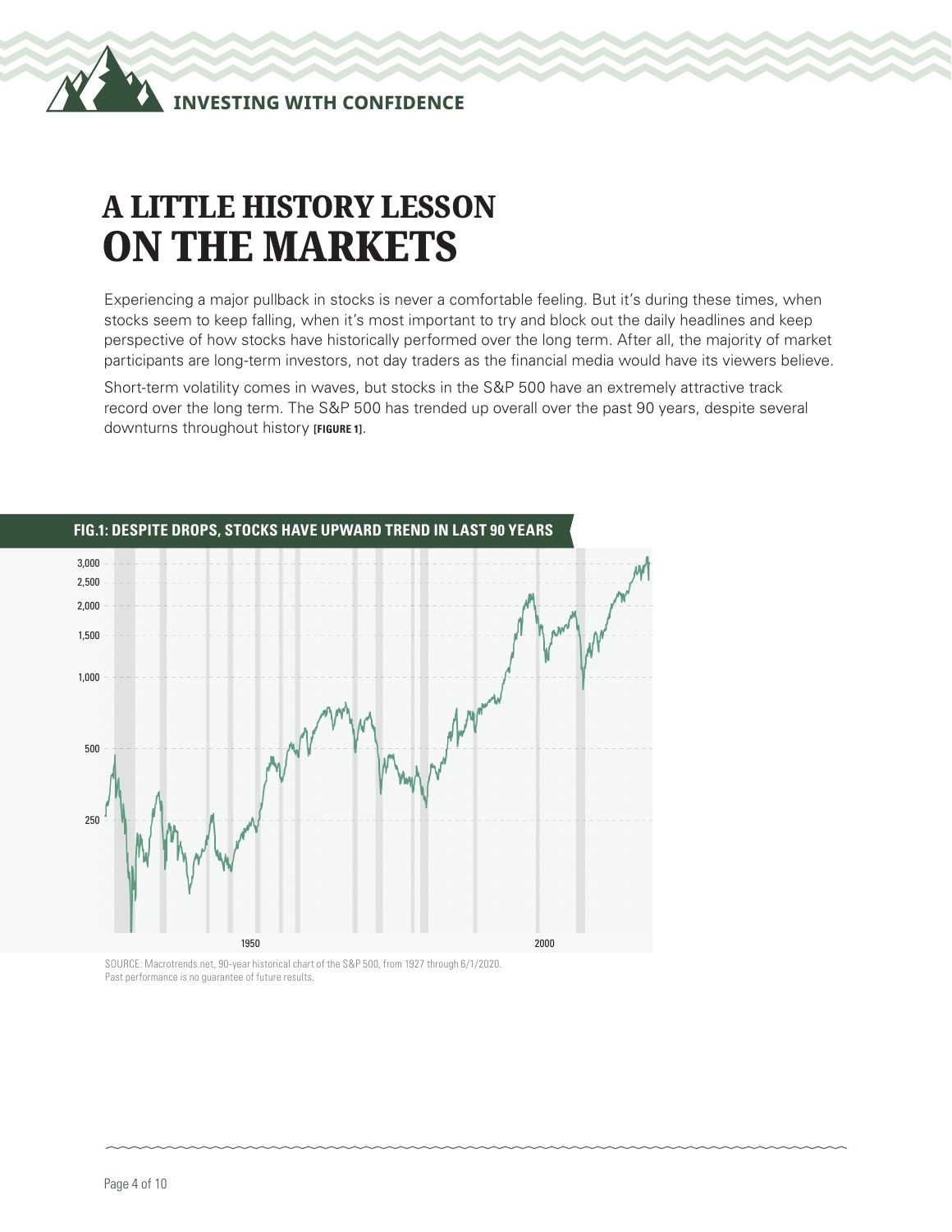# A LITTLE HISTORY LESSON ON THE MARKETS

Experiencing a major pullback in stocks is never a comfortable feeling. But it's during these times, when stocks seem to keep falling, when it's most important to try and block out the daily headlines and keep perspective of how stocks have historically performed over the long term. After all, the majority of market participants are long-term investors, not day traders as the financial media would have its viewers believe.

Short-term volatility comes in waves, but stocks in the S&P 500 have an extremely attractive track record over the long term. The S&P 500 has trended up overall over the past 90 years, despite several downturns throughout history **[FIGURE 1]**.

**FIG.1: DESPITE DROPS, STOCKS HAVE UPWARD TREND IN LAST 90 YEARS**

SOURCE: Macrotrends.net, 90-year historical chart of the S&P 500, from 1927 through 6/1/2020.
Past performance is no guarantee of future results.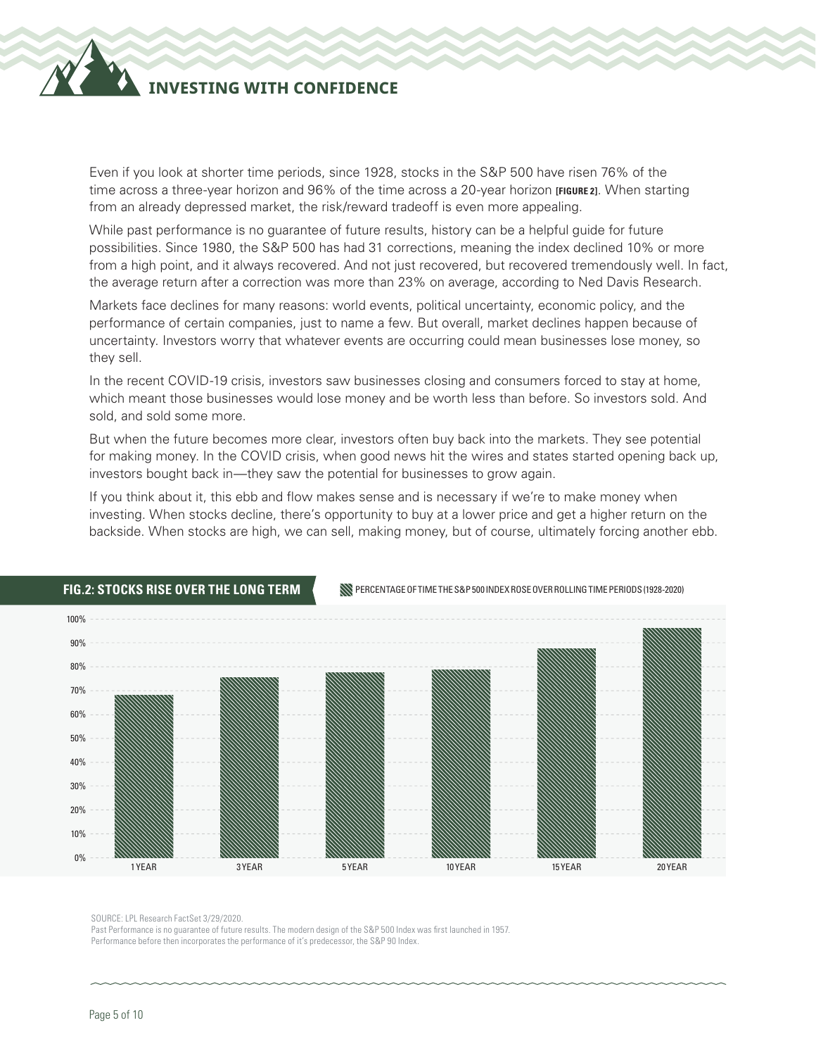Even if you look at shorter time periods, since 1928, stocks in the S&P 500 have risen 76% of the time across a three-year horizon and 96% of the time across a 20-year horizon **[FIGURE 2]**. When starting from an already depressed market, the risk/reward tradeoff is even more appealing.

While past performance is no guarantee of future results, history can be a helpful guide for future possibilities. Since 1980, the S&P 500 has had 31 corrections, meaning the index declined 10% or more from a high point, and it always recovered. And not just recovered, but recovered tremendously well. In fact, the average return after a correction was more than 23% on average, according to Ned Davis Research.

Markets face declines for many reasons: world events, political uncertainty, economic policy, and the performance of certain companies, just to name a few. But overall, market declines happen because of uncertainty. Investors worry that whatever events are occurring could mean businesses lose money, so they sell.

In the recent COVID-19 crisis, investors saw businesses closing and consumers forced to stay at home, which meant those businesses would lose money and be worth less than before. So investors sold. And sold, and sold some more.

But when the future becomes more clear, investors often buy back into the markets. They see potential for making money. In the COVID crisis, when good news hit the wires and states started opening back up, investors bought back in—they saw the potential for businesses to grow again.

If you think about it, this ebb and flow makes sense and is necessary if we're to make money when investing. When stocks decline, there's opportunity to buy at a lower price and get a higher return on the backside. When stocks are high, we can sell, making money, but of course, ultimately forcing another ebb.

**FIG.2: STOCKS RISE OVER THE LONG TERM**

PERCENTAGE OF TIME THE S&P 500 INDEX ROSE OVER ROLLING TIME PERIODS (1928-2020)

| Period | Percentage |
|---|---|
| 1 YEAR | ~68% |
| 3 YEAR | ~76% |
| 5 YEAR | ~78% |
| 10 YEAR | ~79% |
| 15 YEAR | ~88% |
| 20 YEAR | ~96% |

SOURCE: LPL Research FactSet 3/29/2020.
Past Performance is no guarantee of future results. The modern design of the S&P 500 Index was first launched in 1957.
Performance before then incorporates the performance of it's predecessor, the S&P 90 Index.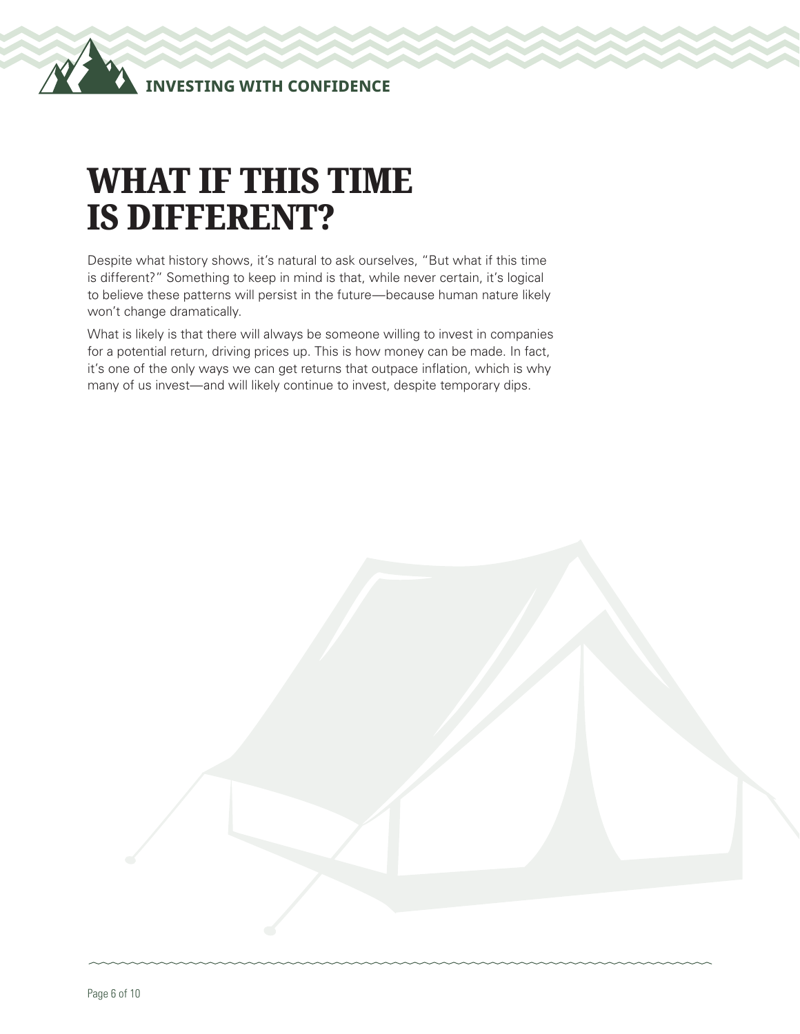# WHAT IF THIS TIME IS DIFFERENT?

Despite what history shows, it's natural to ask ourselves, "But what if this time is different?" Something to keep in mind is that, while never certain, it's logical to believe these patterns will persist in the future—because human nature likely won't change dramatically.

What is likely is that there will always be someone willing to invest in companies for a potential return, driving prices up. This is how money can be made. In fact, it's one of the only ways we can get returns that outpace inflation, which is why many of us invest—and will likely continue to invest, despite temporary dips.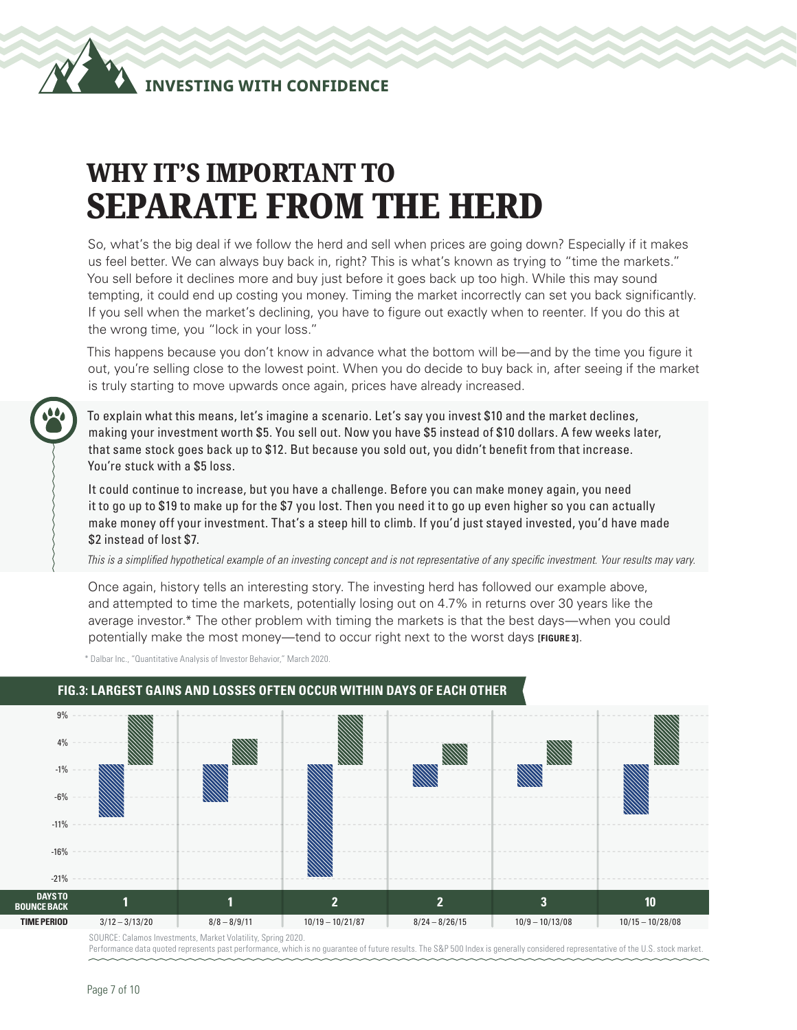INVESTING WITH CONFIDENCE

# WHY IT'S IMPORTANT TO SEPARATE FROM THE HERD

So, what's the big deal if we follow the herd and sell when prices are going down? Especially if it makes us feel better. We can always buy back in, right? This is what's known as trying to "time the markets." You sell before it declines more and buy just before it goes back up too high. While this may sound tempting, it could end up costing you money. Timing the market incorrectly can set you back significantly. If you sell when the market's declining, you have to figure out exactly when to reenter. If you do this at the wrong time, you "lock in your loss."

This happens because you don't know in advance what the bottom will be—and by the time you figure it out, you're selling close to the lowest point. When you do decide to buy back in, after seeing if the market is truly starting to move upwards once again, prices have already increased.

To explain what this means, let's imagine a scenario. Let's say you invest $10 and the market declines, making your investment worth $5. You sell out. Now you have $5 instead of $10 dollars. A few weeks later, that same stock goes back up to $12. But because you sold out, you didn't benefit from that increase. You're stuck with a $5 loss.

It could continue to increase, but you have a challenge. Before you can make money again, you need it to go up to $19 to make up for the $7 you lost. Then you need it to go up even higher so you can actually make money off your investment. That's a steep hill to climb. If you'd just stayed invested, you'd have made $2 instead of lost $7.

*This is a simplified hypothetical example of an investing concept and is not representative of any specific investment. Your results may vary.*

Once again, history tells an interesting story. The investing herd has followed our example above, and attempted to time the markets, potentially losing out on 4.7% in returns over 30 years like the average investor.* The other problem with timing the markets is that the best days—when you could potentially make the most money—tend to occur right next to the worst days **[FIGURE 3]**.

\* Dalbar Inc., "Quantitative Analysis of Investor Behavior," March 2020.

**FIG.3: LARGEST GAINS AND LOSSES OFTEN OCCUR WITHIN DAYS OF EACH OTHER**

| DAYS TO BOUNCE BACK | 1 | 1 | 2 | 2 | 3 | 10 |
|---|---|---|---|---|---|---|
| TIME PERIOD | 3/12 – 3/13/20 | 8/8 – 8/9/11 | 10/19 – 10/21/87 | 8/24 – 8/26/15 | 10/9 – 10/13/08 | 10/15 – 10/28/08 |

SOURCE: Calamos Investments, Market Volatility, Spring 2020.

Performance data quoted represents past performance, which is no guarantee of future results. The S&P 500 Index is generally considered representative of the U.S. stock market.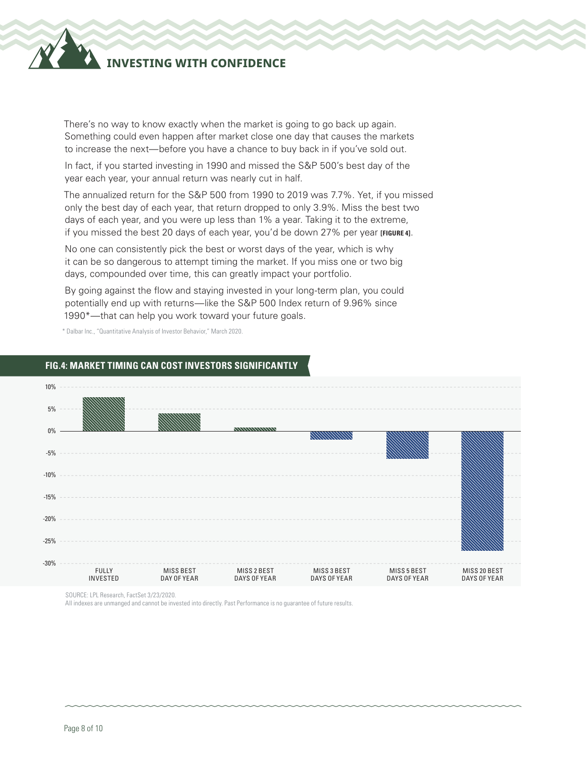There's no way to know exactly when the market is going to go back up again. Something could even happen after market close one day that causes the markets to increase the next—before you have a chance to buy back in if you've sold out.

In fact, if you started investing in 1990 and missed the S&P 500's best day of the year each year, your annual return was nearly cut in half.

The annualized return for the S&P 500 from 1990 to 2019 was 7.7%. Yet, if you missed only the best day of each year, that return dropped to only 3.9%. Miss the best two days of each year, and you were up less than 1% a year. Taking it to the extreme, if you missed the best 20 days of each year, you'd be down 27% per year **[FIGURE 4]**.

No one can consistently pick the best or worst days of the year, which is why it can be so dangerous to attempt timing the market. If you miss one or two big days, compounded over time, this can greatly impact your portfolio.

By going against the flow and staying invested in your long-term plan, you could potentially end up with returns—like the S&P 500 Index return of 9.96% since 1990*—that can help you work toward your future goals.

\* Dalbar Inc., "Quantitative Analysis of Investor Behavior," March 2020.

**FIG.4: MARKET TIMING CAN COST INVESTORS SIGNIFICANTLY**

SOURCE: LPL Research, FactSet 3/23/2020.

All indexes are unmanged and cannot be invested into directly. Past Performance is no guarantee of future results.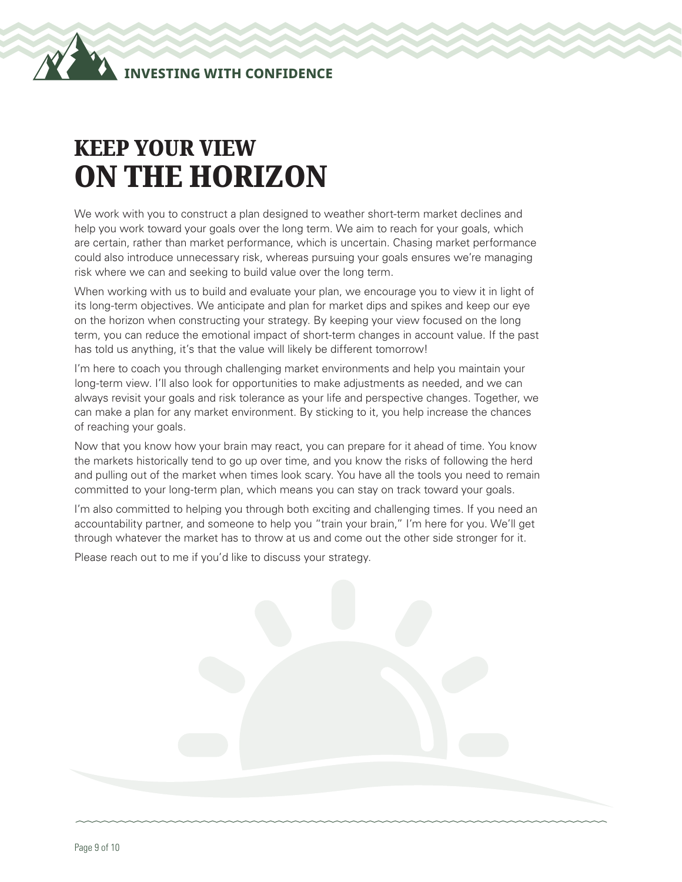# KEEP YOUR VIEW ON THE HORIZON

We work with you to construct a plan designed to weather short-term market declines and help you work toward your goals over the long term. We aim to reach for your goals, which are certain, rather than market performance, which is uncertain. Chasing market performance could also introduce unnecessary risk, whereas pursuing your goals ensures we're managing risk where we can and seeking to build value over the long term.

When working with us to build and evaluate your plan, we encourage you to view it in light of its long-term objectives. We anticipate and plan for market dips and spikes and keep our eye on the horizon when constructing your strategy. By keeping your view focused on the long term, you can reduce the emotional impact of short-term changes in account value. If the past has told us anything, it's that the value will likely be different tomorrow!

I'm here to coach you through challenging market environments and help you maintain your long-term view. I'll also look for opportunities to make adjustments as needed, and we can always revisit your goals and risk tolerance as your life and perspective changes. Together, we can make a plan for any market environment. By sticking to it, you help increase the chances of reaching your goals.

Now that you know how your brain may react, you can prepare for it ahead of time. You know the markets historically tend to go up over time, and you know the risks of following the herd and pulling out of the market when times look scary. You have all the tools you need to remain committed to your long-term plan, which means you can stay on track toward your goals.

I'm also committed to helping you through both exciting and challenging times. If you need an accountability partner, and someone to help you "train your brain," I'm here for you. We'll get through whatever the market has to throw at us and come out the other side stronger for it.

Please reach out to me if you'd like to discuss your strategy.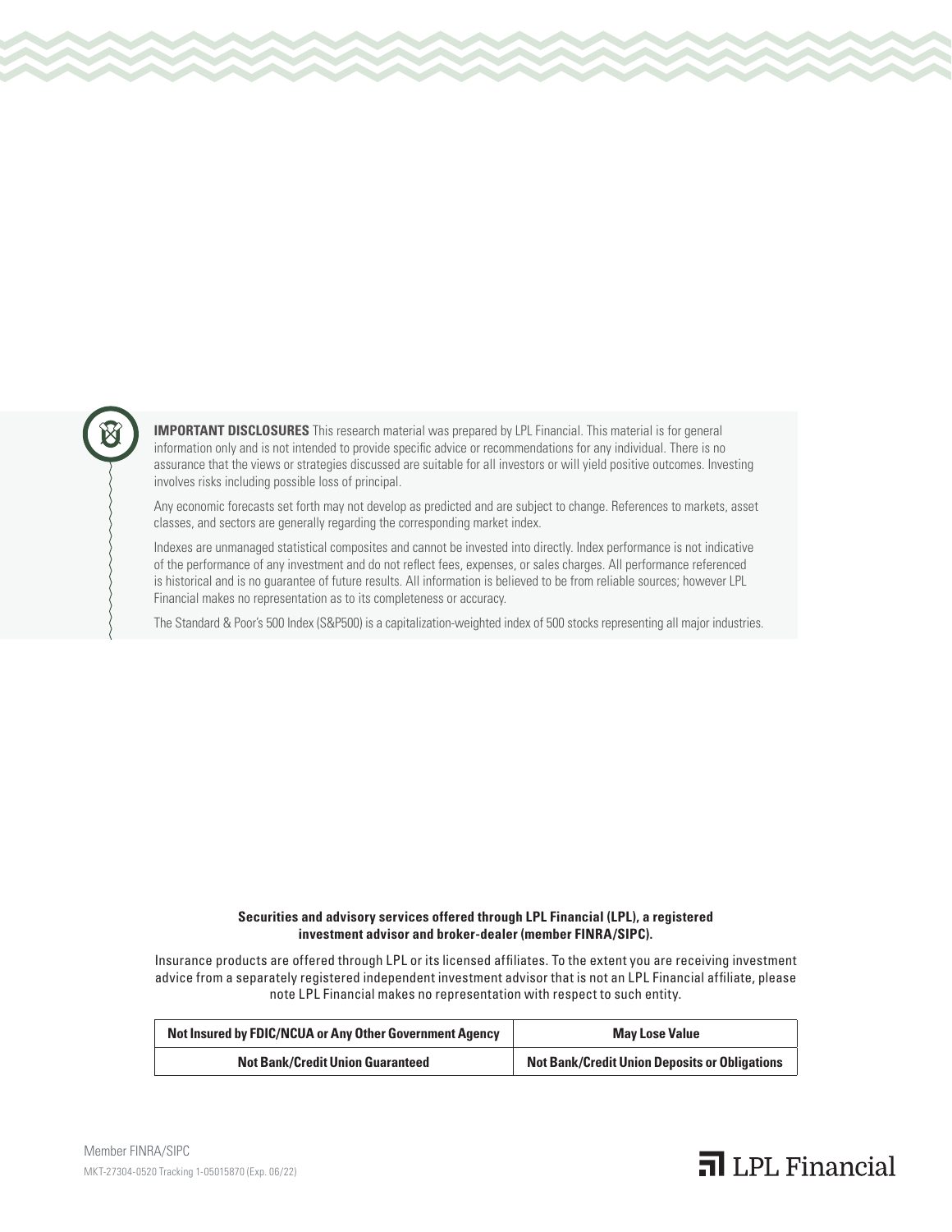**IMPORTANT DISCLOSURES** This research material was prepared by LPL Financial. This material is for general information only and is not intended to provide specific advice or recommendations for any individual. There is no assurance that the views or strategies discussed are suitable for all investors or will yield positive outcomes. Investing involves risks including possible loss of principal.

Any economic forecasts set forth may not develop as predicted and are subject to change. References to markets, asset classes, and sectors are generally regarding the corresponding market index.

Indexes are unmanaged statistical composites and cannot be invested into directly. Index performance is not indicative of the performance of any investment and do not reflect fees, expenses, or sales charges. All performance referenced is historical and is no guarantee of future results. All information is believed to be from reliable sources; however LPL Financial makes no representation as to its completeness or accuracy.

The Standard & Poor's 500 Index (S&P500) is a capitalization-weighted index of 500 stocks representing all major industries.

**Securities and advisory services offered through LPL Financial (LPL), a registered investment advisor and broker-dealer (member FINRA/SIPC).**

Insurance products are offered through LPL or its licensed affiliates. To the extent you are receiving investment advice from a separately registered independent investment advisor that is not an LPL Financial affiliate, please note LPL Financial makes no representation with respect to such entity.

| | |
|---|---|
| **Not Insured by FDIC/NCUA or Any Other Government Agency** | **May Lose Value** |
| **Not Bank/Credit Union Guaranteed** | **Not Bank/Credit Union Deposits or Obligations** |

Member FINRA/SIPC

MKT-27304-0520 Tracking 1-05015870 (Exp. 06/22)

LPL Financial